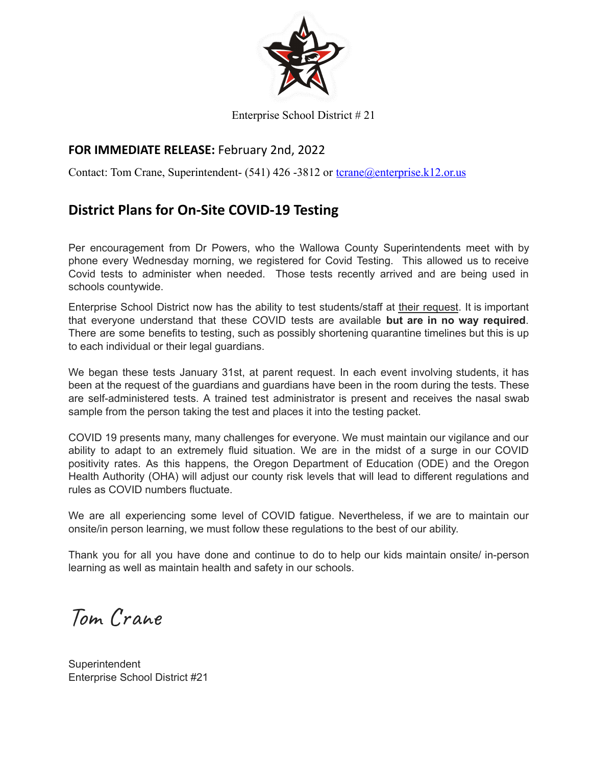Enterprise School District # 21

**FOR IMMEDIATE RELEASE:** February 2nd, 2022

Contact: Tom Crane, Superintendent- (541) 426 -3812 or tcrane@enterprise.k12.or.us

## District Plans for On-Site COVID-19 Testing

Per encouragement from Dr Powers, who the Wallowa County Superintendents meet with by phone every Wednesday morning, we registered for Covid Testing. This allowed us to receive Covid tests to administer when needed. Those tests recently arrived and are being used in schools countywide.

Enterprise School District now has the ability to test students/staff at their request. It is important that everyone understand that these COVID tests are available **but are in no way required**. There are some benefits to testing, such as possibly shortening quarantine timelines but this is up to each individual or their legal guardians.

We began these tests January 31st, at parent request. In each event involving students, it has been at the request of the guardians and guardians have been in the room during the tests. These are self-administered tests. A trained test administrator is present and receives the nasal swab sample from the person taking the test and places it into the testing packet.

COVID 19 presents many, many challenges for everyone. We must maintain our vigilance and our ability to adapt to an extremely fluid situation. We are in the midst of a surge in our COVID positivity rates. As this happens, the Oregon Department of Education (ODE) and the Oregon Health Authority (OHA) will adjust our county risk levels that will lead to different regulations and rules as COVID numbers fluctuate.

We are all experiencing some level of COVID fatigue. Nevertheless, if we are to maintain our onsite/in person learning, we must follow these regulations to the best of our ability.

Thank you for all you have done and continue to do to help our kids maintain onsite/ in-person learning as well as maintain health and safety in our schools.

*Tom Crane*

Superintendent
Enterprise School District #21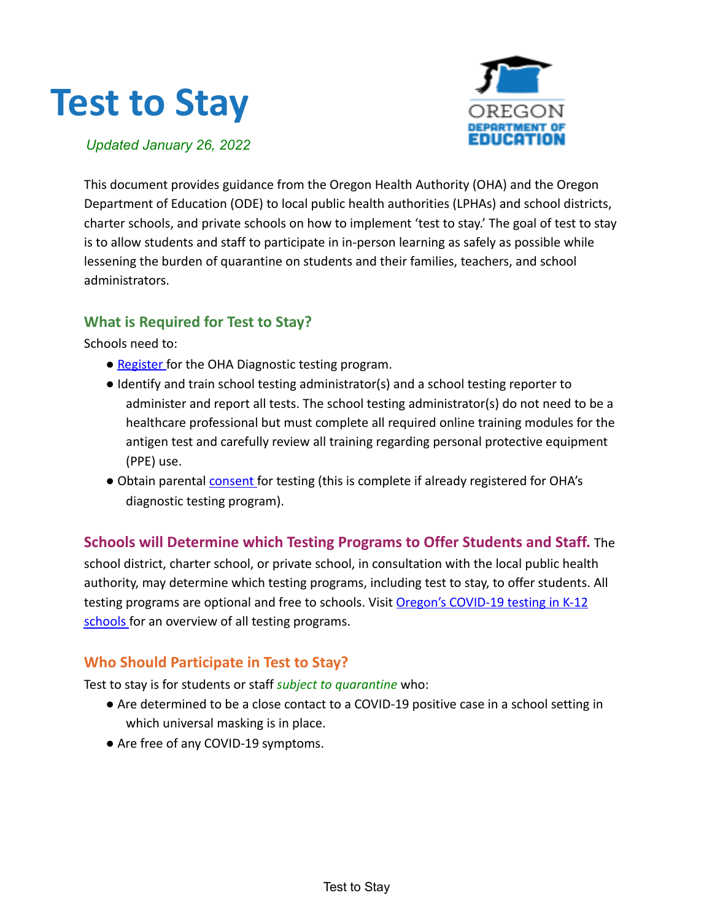# Test to Stay

*Updated January 26, 2022*

This document provides guidance from the Oregon Health Authority (OHA) and the Oregon Department of Education (ODE) to local public health authorities (LPHAs) and school districts, charter schools, and private schools on how to implement 'test to stay.' The goal of test to stay is to allow students and staff to participate in in-person learning as safely as possible while lessening the burden of quarantine on students and their families, teachers, and school administrators.

## What is Required for Test to Stay?

Schools need to:

- Register for the OHA Diagnostic testing program.
- Identify and train school testing administrator(s) and a school testing reporter to administer and report all tests. The school testing administrator(s) do not need to be a healthcare professional but must complete all required online training modules for the antigen test and carefully review all training regarding personal protective equipment (PPE) use.
- Obtain parental consent for testing (this is complete if already registered for OHA's diagnostic testing program).

**Schools will Determine which Testing Programs to Offer Students and Staff.** The school district, charter school, or private school, in consultation with the local public health authority, may determine which testing programs, including test to stay, to offer students. All testing programs are optional and free to schools. Visit Oregon's COVID-19 testing in K-12 schools for an overview of all testing programs.

## Who Should Participate in Test to Stay?

Test to stay is for students or staff *subject to quarantine* who:

- Are determined to be a close contact to a COVID-19 positive case in a school setting in which universal masking is in place.
- Are free of any COVID-19 symptoms.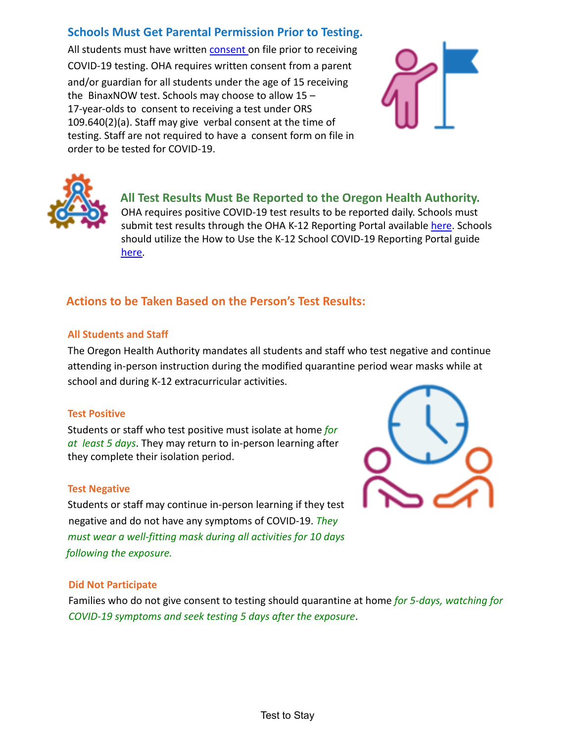## Schools Must Get Parental Permission Prior to Testing.

All students must have written [consent](#) on file prior to receiving COVID-19 testing. OHA requires written consent from a parent and/or guardian for all students under the age of 15 receiving the BinaxNOW test. Schools may choose to allow 15 – 17-year-olds to consent to receiving a test under ORS 109.640(2)(a). Staff may give verbal consent at the time of testing. Staff are not required to have a consent form on file in order to be tested for COVID-19.

## All Test Results Must Be Reported to the Oregon Health Authority.

OHA requires positive COVID-19 test results to be reported daily. Schools must submit test results through the OHA K-12 Reporting Portal available [here](#). Schools should utilize the How to Use the K-12 School COVID-19 Reporting Portal guide [here](#).

## Actions to be Taken Based on the Person's Test Results:

### All Students and Staff

The Oregon Health Authority mandates all students and staff who test negative and continue attending in-person instruction during the modified quarantine period wear masks while at school and during K-12 extracurricular activities.

### Test Positive

Students or staff who test positive must isolate at home *for at least 5 days*. They may return to in-person learning after they complete their isolation period.

### Test Negative

Students or staff may continue in-person learning if they test negative and do not have any symptoms of COVID-19. *They must wear a well-fitting mask during all activities for 10 days following the exposure.*

### Did Not Participate

Families who do not give consent to testing should quarantine at home *for 5-days, watching for COVID-19 symptoms and seek testing 5 days after the exposure*.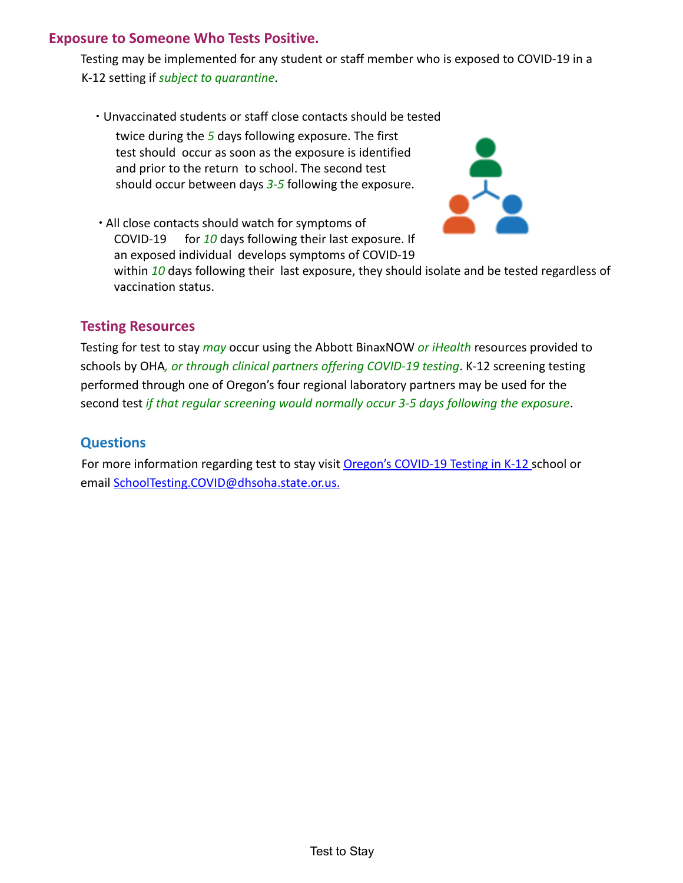## Exposure to Someone Who Tests Positive.

Testing may be implemented for any student or staff member who is exposed to COVID-19 in a K-12 setting if *subject to quarantine*.

- Unvaccinated students or staff close contacts should be tested twice during the *5* days following exposure. The first test should occur as soon as the exposure is identified and prior to the return to school. The second test should occur between days *3-5* following the exposure.
- All close contacts should watch for symptoms of COVID-19 for *10* days following their last exposure. If an exposed individual develops symptoms of COVID-19 within *10* days following their last exposure, they should isolate and be tested regardless of vaccination status.

## Testing Resources

Testing for test to stay *may* occur using the Abbott BinaxNOW *or iHealth* resources provided to schools by OHA*, or through clinical partners offering COVID-19 testing*. K-12 screening testing performed through one of Oregon's four regional laboratory partners may be used for the second test *if that regular screening would normally occur 3-5 days following the exposure*.

## Questions

For more information regarding test to stay visit [Oregon's COVID-19 Testing in K-12](#) school or email [SchoolTesting.COVID@dhsoha.state.or.us.](mailto:SchoolTesting.COVID@dhsoha.state.or.us)